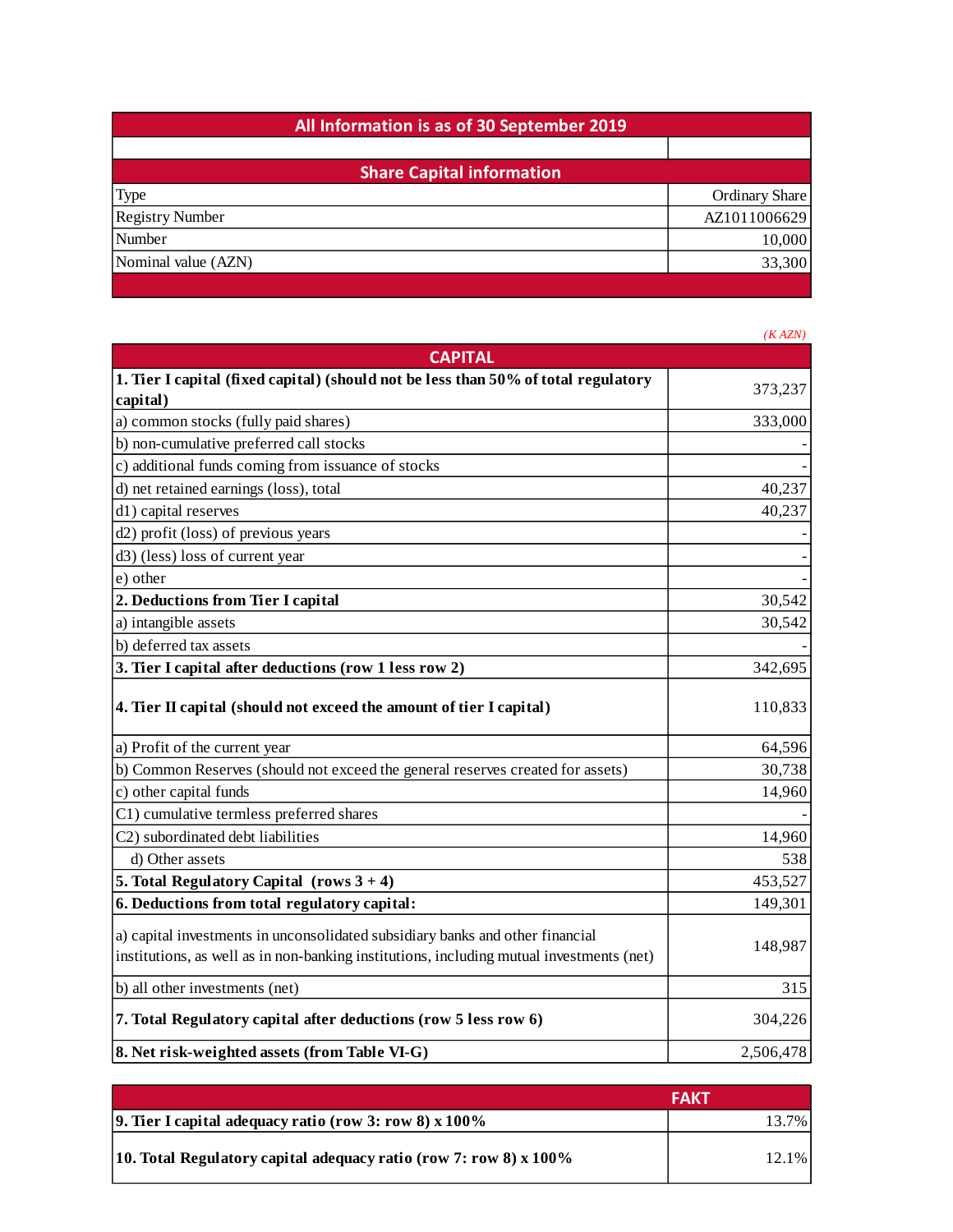| All Information is as of 30 September 2019 | |
|---|---|
| | |
| **Share Capital information** | |
| Type | Ordinary Share |
| Registry Number | AZ1011006629 |
| Number | 10,000 |
| Nominal value (AZN) | 33,300 |

*(K AZN)*

| CAPITAL | |
|---|---|
| **1. Tier I capital (fixed capital) (should not be less than 50% of total regulatory capital)** | 373,237 |
| a) common stocks (fully paid shares) | 333,000 |
| b) non-cumulative preferred call stocks | - |
| c) additional funds coming from issuance of stocks | - |
| d) net retained earnings (loss), total | 40,237 |
| d1) capital reserves | 40,237 |
| d2) profit (loss) of previous years | - |
| d3) (less) loss of current year | - |
| e) other | - |
| **2. Deductions from Tier I capital** | 30,542 |
| a) intangible assets | 30,542 |
| b) deferred tax assets | - |
| **3. Tier I capital after deductions (row 1 less row 2)** | 342,695 |
| **4. Tier II capital (should not exceed the amount of tier I capital)** | 110,833 |
| a) Profit of the current year | 64,596 |
| b) Common Reserves (should not exceed the general reserves created for assets) | 30,738 |
| c) other capital funds | 14,960 |
| C1) cumulative termless preferred shares | - |
| C2) subordinated debt liabilities | 14,960 |
| d) Other assets | 538 |
| **5. Total Regulatory Capital (rows 3 + 4)** | 453,527 |
| **6. Deductions from total regulatory capital:** | 149,301 |
| a) capital investments in unconsolidated subsidiary banks and other financial institutions, as well as in non-banking institutions, including mutual investments (net) | 148,987 |
| b) all other investments (net) | 315 |
| **7. Total Regulatory capital after deductions (row 5 less row 6)** | 304,226 |
| **8. Net risk-weighted assets (from Table VI-G)** | 2,506,478 |

| | FAKT |
|---|---|
| **9. Tier I capital adequacy ratio (row 3: row 8) x 100%** | 13.7% |
| **10. Total Regulatory capital adequacy ratio (row 7: row 8) x 100%** | 12.1% |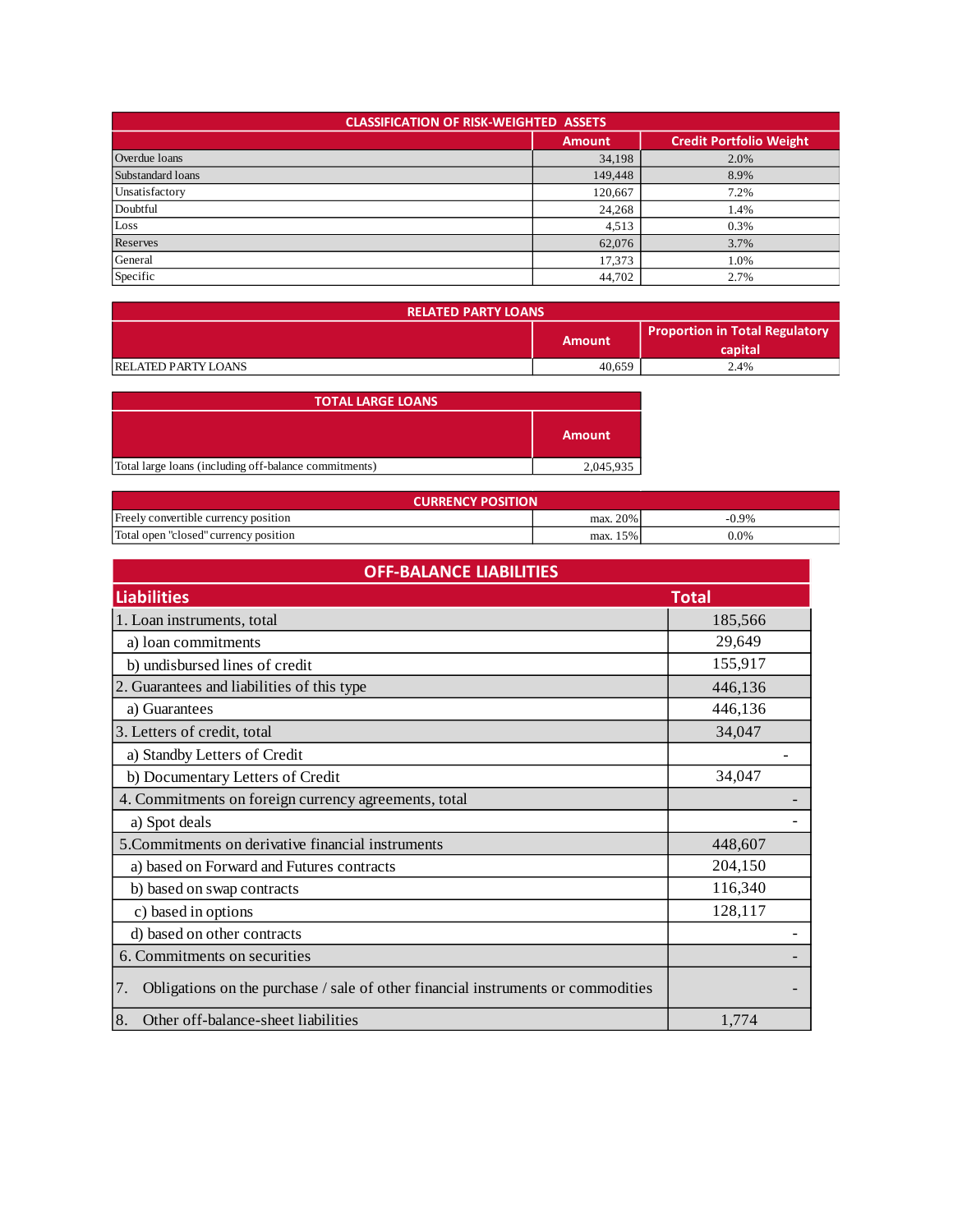| CLASSIFICATION OF RISK-WEIGHTED ASSETS | | |
| --- | --- | --- |
| | Amount | Credit Portfolio Weight |
| Overdue loans | 34,198 | 2.0% |
| Substandard loans | 149,448 | 8.9% |
| Unsatisfactory | 120,667 | 7.2% |
| Doubtful | 24,268 | 1.4% |
| Loss | 4,513 | 0.3% |
| Reserves | 62,076 | 3.7% |
| General | 17,373 | 1.0% |
| Specific | 44,702 | 2.7% |

| RELATED PARTY LOANS | | |
| --- | --- | --- |
| | Amount | Proportion in Total Regulatory capital |
| RELATED PARTY LOANS | 40,659 | 2.4% |

| TOTAL LARGE LOANS | |
| --- | --- |
| | Amount |
| Total large loans (including off-balance commitments) | 2,045,935 |

| CURRENCY POSITION | | |
| --- | --- | --- |
| Freely convertible currency position | max. 20% | -0.9% |
| Total open "closed" currency position | max. 15% | 0.0% |

| OFF-BALANCE LIABILITIES | |
| --- | --- |
| **Liabilities** | **Total** |
| 1. Loan instruments, total | 185,566 |
| a) loan commitments | 29,649 |
| b) undisbursed lines of credit | 155,917 |
| 2. Guarantees and liabilities of this type | 446,136 |
| a) Guarantees | 446,136 |
| 3. Letters of credit, total | 34,047 |
| a) Standby Letters of Credit | - |
| b) Documentary Letters of Credit | 34,047 |
| 4. Commitments on foreign currency agreements, total | - |
| a) Spot deals | - |
| 5.Commitments on derivative financial instruments | 448,607 |
| a) based on Forward and Futures contracts | 204,150 |
| b) based on swap contracts | 116,340 |
| c) based in options | 128,117 |
| d) based on other contracts | - |
| 6. Commitments on securities | - |
| 7. Obligations on the purchase / sale of other financial instruments or commodities | - |
| 8. Other off-balance-sheet liabilities | 1,774 |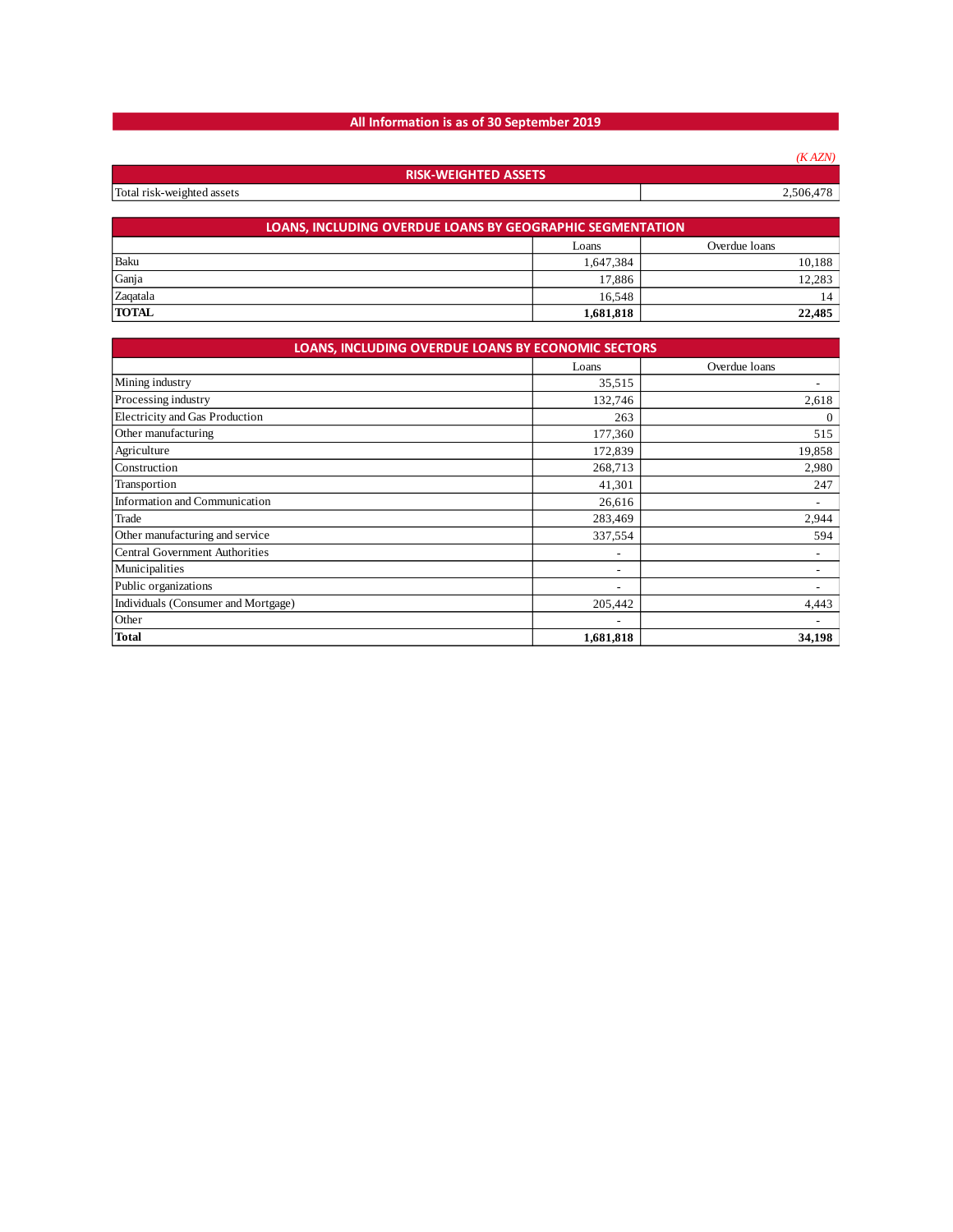## All Information is as of 30 September 2019

*(K AZN)*

| RISK-WEIGHTED ASSETS | |
|---|---|
| Total risk-weighted assets | 2,506,478 |

**LOANS, INCLUDING OVERDUE LOANS BY GEOGRAPHIC SEGMENTATION**

| | Loans | Overdue loans |
|---|---|---|
| Baku | 1,647,384 | 10,188 |
| Ganja | 17,886 | 12,283 |
| Zaqatala | 16,548 | 14 |
| **TOTAL** | **1,681,818** | **22,485** |

**LOANS, INCLUDING OVERDUE LOANS BY ECONOMIC SECTORS**

| | Loans | Overdue loans |
|---|---|---|
| Mining industry | 35,515 | - |
| Processing industry | 132,746 | 2,618 |
| Electricity and Gas Production | 263 | 0 |
| Other manufacturing | 177,360 | 515 |
| Agriculture | 172,839 | 19,858 |
| Construction | 268,713 | 2,980 |
| Transportion | 41,301 | 247 |
| Information and Communication | 26,616 | - |
| Trade | 283,469 | 2,944 |
| Other manufacturing and service | 337,554 | 594 |
| Central Government Authorities | - | - |
| Municipalities | - | - |
| Public organizations | - | - |
| Individuals (Consumer and Mortgage) | 205,442 | 4,443 |
| Other | - | - |
| **Total** | **1,681,818** | **34,198** |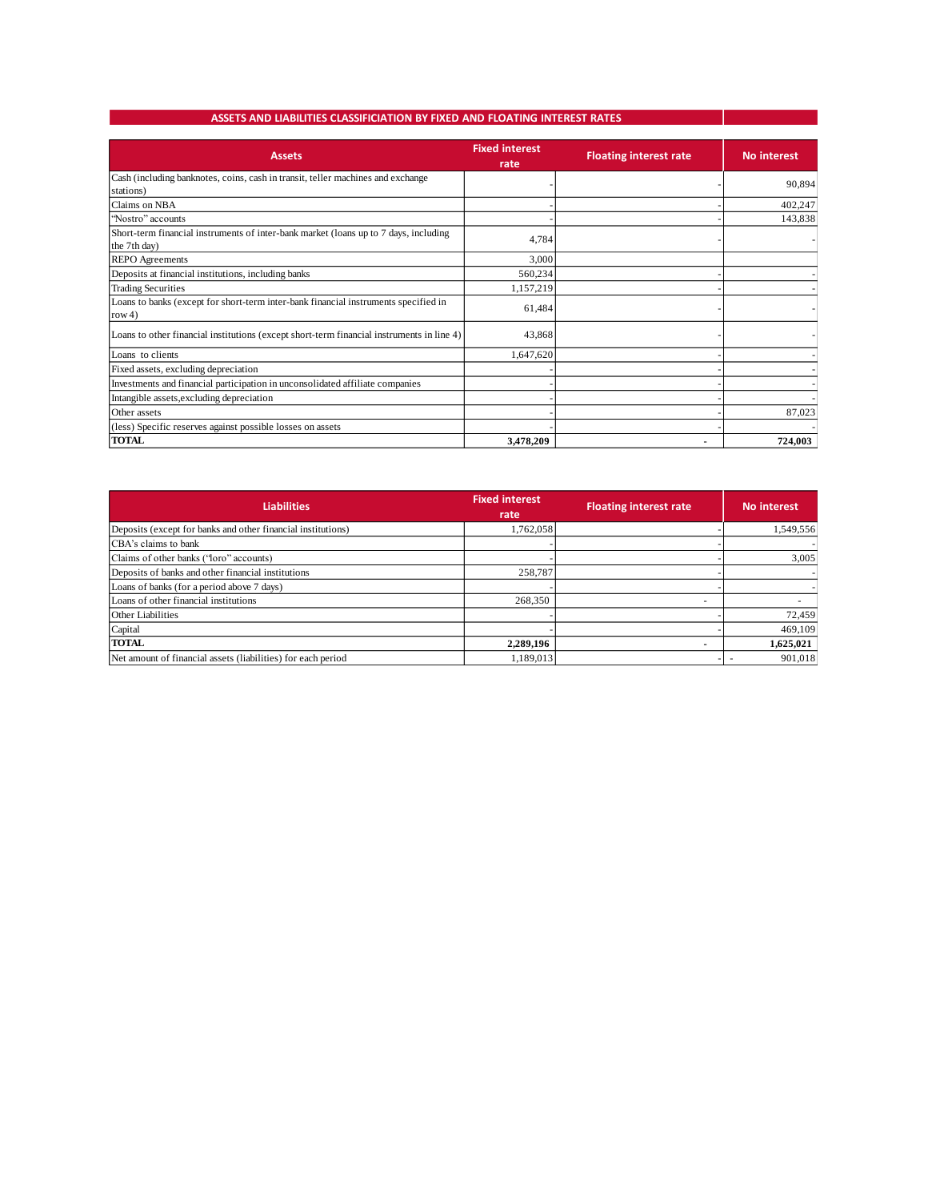## ASSETS AND LIABILITIES CLASSIFICIATION BY FIXED AND FLOATING INTEREST RATES

| Assets | Fixed interest rate | Floating interest rate | No interest |
|---|---|---|---|
| Cash (including banknotes, coins, cash in transit, teller machines and exchange stations) | - | - | 90,894 |
| Claims on NBA | - | - | 402,247 |
| "Nostro" accounts | - | - | 143,838 |
| Short-term financial instruments of inter-bank market (loans up to 7 days, including the 7th day) | 4,784 | - | - |
| REPO Agreements | 3,000 | | |
| Deposits at financial institutions, including banks | 560,234 | - | - |
| Trading Securities | 1,157,219 | - | - |
| Loans to banks (except for short-term inter-bank financial instruments specified in row 4) | 61,484 | - | - |
| Loans to other financial institutions (except short-term financial instruments in line 4) | 43,868 | - | - |
| Loans to clients | 1,647,620 | - | - |
| Fixed assets, excluding depreciation | - | - | - |
| Investments and financial participation in unconsolidated affiliate companies | - | - | - |
| Intangible assets,excluding depreciation | - | - | - |
| Other assets | - | - | 87,023 |
| (less) Specific reserves against possible losses on assets | - | - | - |
| **TOTAL** | **3,478,209** | **-** | **724,003** |

| Liabilities | Fixed interest rate | Floating interest rate | No interest |
|---|---|---|---|
| Deposits (except for banks and other financial institutions) | 1,762,058 | - | 1,549,556 |
| CBA's claims to bank | - | - | - |
| Claims of other banks ("loro" accounts) | - | - | 3,005 |
| Deposits of banks and other financial institutions | 258,787 | - | - |
| Loans of banks (for a period above 7 days) | - | - | - |
| Loans of other financial institutions | 268,350 | - | - |
| Other Liabilities | - | - | 72,459 |
| Capital | - | - | 469,109 |
| **TOTAL** | **2,289,196** | **-** | **1,625,021** |
| Net amount of financial assets (liabilities) for each period | 1,189,013 | - | - 901,018 |